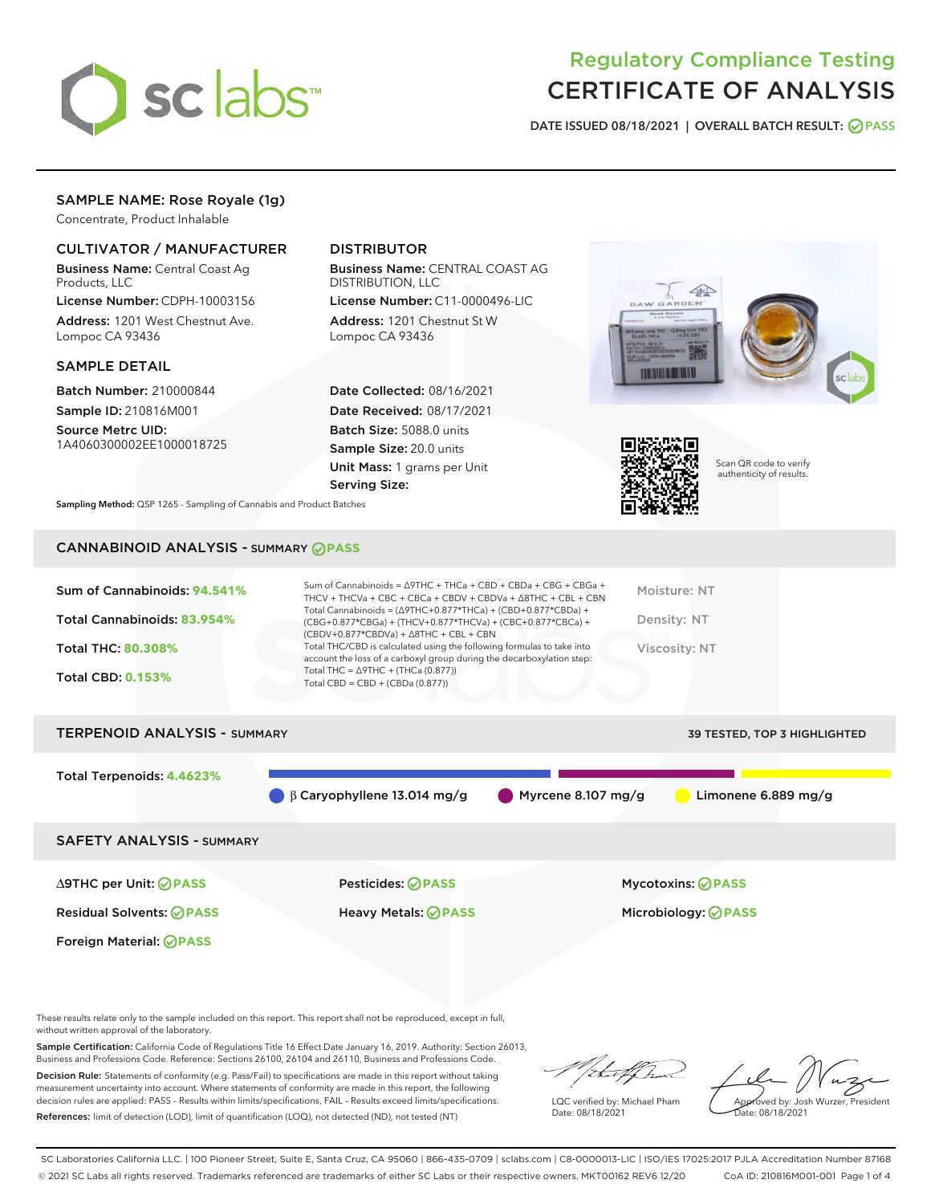# Regulatory Compliance Testing
# CERTIFICATE OF ANALYSIS

DATE ISSUED 08/18/2021 | OVERALL BATCH RESULT: PASS

## SAMPLE NAME: Rose Royale (1g)

Concentrate, Product Inhalable

### CULTIVATOR / MANUFACTURER

**Business Name:** Central Coast Ag Products, LLC

**License Number:** CDPH-10003156

**Address:** 1201 West Chestnut Ave. Lompoc CA 93436

### DISTRIBUTOR

**Business Name:** CENTRAL COAST AG DISTRIBUTION, LLC

**License Number:** C11-0000496-LIC

**Address:** 1201 Chestnut St W Lompoc CA 93436

### SAMPLE DETAIL

**Batch Number:** 210000844

**Sample ID:** 210816M001

**Source Metrc UID:** 1A4060300002EE1000018725

**Date Collected:** 08/16/2021

**Date Received:** 08/17/2021

**Batch Size:** 5088.0 units

**Sample Size:** 20.0 units

**Unit Mass:** 1 grams per Unit

**Serving Size:**

Scan QR code to verify authenticity of results.

**Sampling Method:** QSP 1265 - Sampling of Cannabis and Product Batches

## CANNABINOID ANALYSIS - SUMMARY PASS

Sum of Cannabinoids: **94.541%**

Total Cannabinoids: **83.954%**

Total THC: **80.308%**

Total CBD: **0.153%**

Sum of Cannabinoids = Δ9THC + THCa + CBD + CBDa + CBG + CBGa + THCV + THCVa + CBC + CBCa + CBDV + CBDVa + Δ8THC + CBL + CBN

Total Cannabinoids = (Δ9THC+0.877*THCa) + (CBD+0.877*CBDa) + (CBG+0.877*CBGa) + (THCV+0.877*THCVa) + (CBC+0.877*CBCa) + (CBDV+0.877*CBDVa) + Δ8THC + CBL + CBN

Total THC/CBD is calculated using the following formulas to take into account the loss of a carboxyl group during the decarboxylation step:

Total THC = Δ9THC + (THCa (0.877))

Total CBD = CBD + (CBDa (0.877))

Moisture: NT

Density: NT

Viscosity: NT

## TERPENOID ANALYSIS - SUMMARY

39 TESTED, TOP 3 HIGHLIGHTED

Total Terpenoids: **4.4623%**

- β Caryophyllene 13.014 mg/g
- Myrcene 8.107 mg/g
- Limonene 6.889 mg/g

## SAFETY ANALYSIS - SUMMARY

| | | |
|---|---|---|
| Δ9THC per Unit: PASS | Pesticides: PASS | Mycotoxins: PASS |
| Residual Solvents: PASS | Heavy Metals: PASS | Microbiology: PASS |
| Foreign Material: PASS | | |

These results relate only to the sample included on this report. This report shall not be reproduced, except in full, without written approval of the laboratory.

**Sample Certification:** California Code of Regulations Title 16 Effect Date January 16, 2019. Authority: Section 26013, Business and Professions Code. Reference: Sections 26100, 26104 and 26110, Business and Professions Code.

**Decision Rule:** Statements of conformity (e.g. Pass/Fail) to specifications are made in this report without taking measurement uncertainty into account. Where statements of conformity are made in this report, the following decision rules are applied: PASS – Results within limits/specifications, FAIL – Results exceed limits/specifications.

**References:** limit of detection (LOD), limit of quantification (LOQ), not detected (ND), not tested (NT)

LQC verified by: Michael Pham
Date: 08/18/2021

Approved by: Josh Wurzer, President
Date: 08/18/2021

SC Laboratories California LLC. | 100 Pioneer Street, Suite E, Santa Cruz, CA 95060 | 866-435-0709 | sclabs.com | C8-0000013-LIC | ISO/IES 17025:2017 PJLA Accreditation Number 87168
© 2021 SC Labs all rights reserved. Trademarks referenced are trademarks of either SC Labs or their respective owners. MKT00162 REV6 12/20 CoA ID: 210816M001-001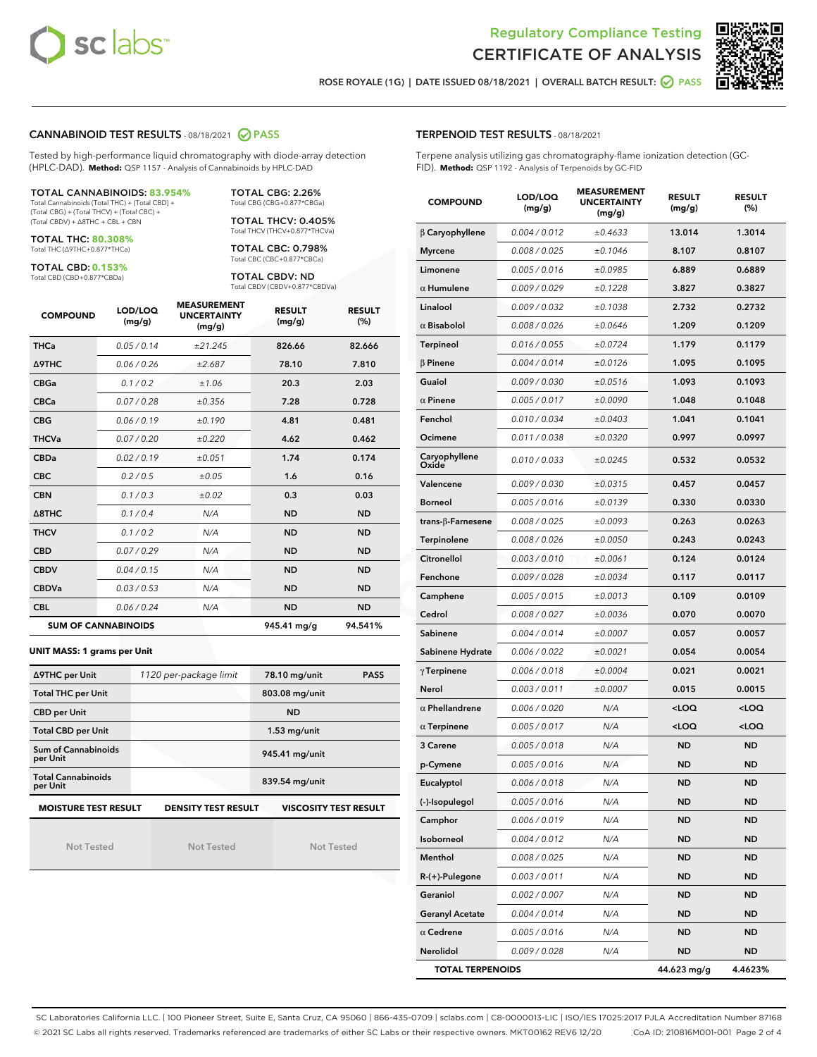# Regulatory Compliance Testing
# CERTIFICATE OF ANALYSIS

ROSE ROYALE (1G) | DATE ISSUED 08/18/2021 | OVERALL BATCH RESULT: PASS

## CANNABINOID TEST RESULTS - 08/18/2021 PASS

Tested by high-performance liquid chromatography with diode-array detection (HPLC-DAD). **Method:** QSP 1157 - Analysis of Cannabinoids by HPLC-DAD

**TOTAL CANNABINOIDS: 83.954%**
Total Cannabinoids (Total THC) + (Total CBD) + (Total CBG) + (Total THCV) + (Total CBC) + (Total CBDV) + Δ8THC + CBL + CBN

**TOTAL THC: 80.308%**
Total THC (Δ9THC+0.877*THCa)

**TOTAL CBD: 0.153%**
Total CBD (CBD+0.877*CBDa)

**TOTAL CBG: 2.26%**
Total CBG (CBG+0.877*CBGa)

**TOTAL THCV: 0.405%**
Total THCV (THCV+0.877*THCVa)

**TOTAL CBC: 0.798%**
Total CBC (CBC+0.877*CBCa)

**TOTAL CBDV: ND**
Total CBDV (CBDV+0.877*CBDVa)

| COMPOUND | LOD/LOQ (mg/g) | MEASUREMENT UNCERTAINTY (mg/g) | RESULT (mg/g) | RESULT (%) |
|---|---|---|---|---|
| THCa | 0.05 / 0.14 | ±21.245 | 826.66 | 82.666 |
| Δ9THC | 0.06 / 0.26 | ±2.687 | 78.10 | 7.810 |
| CBGa | 0.1 / 0.2 | ±1.06 | 20.3 | 2.03 |
| CBCa | 0.07 / 0.28 | ±0.356 | 7.28 | 0.728 |
| CBG | 0.06 / 0.19 | ±0.190 | 4.81 | 0.481 |
| THCVa | 0.07 / 0.20 | ±0.220 | 4.62 | 0.462 |
| CBDa | 0.02 / 0.19 | ±0.051 | 1.74 | 0.174 |
| CBC | 0.2 / 0.5 | ±0.05 | 1.6 | 0.16 |
| CBN | 0.1 / 0.3 | ±0.02 | 0.3 | 0.03 |
| Δ8THC | 0.1 / 0.4 | N/A | ND | ND |
| THCV | 0.1 / 0.2 | N/A | ND | ND |
| CBD | 0.07 / 0.29 | N/A | ND | ND |
| CBDV | 0.04 / 0.15 | N/A | ND | ND |
| CBDVa | 0.03 / 0.53 | N/A | ND | ND |
| CBL | 0.06 / 0.24 | N/A | ND | ND |
| **SUM OF CANNABINOIDS** | | | 945.41 mg/g | 94.541% |

**UNIT MASS: 1 grams per Unit**

| | | | |
|---|---|---|---|
| Δ9THC per Unit | 1120 per-package limit | 78.10 mg/unit | PASS |
| Total THC per Unit | | 803.08 mg/unit | |
| CBD per Unit | | ND | |
| Total CBD per Unit | | 1.53 mg/unit | |
| Sum of Cannabinoids per Unit | | 945.41 mg/unit | |
| Total Cannabinoids per Unit | | 839.54 mg/unit | |

| MOISTURE TEST RESULT | DENSITY TEST RESULT | VISCOSITY TEST RESULT |
|---|---|---|
| Not Tested | Not Tested | Not Tested |

## TERPENOID TEST RESULTS - 08/18/2021

Terpene analysis utilizing gas chromatography-flame ionization detection (GC-FID). **Method:** QSP 1192 - Analysis of Terpenoids by GC-FID

| COMPOUND | LOD/LOQ (mg/g) | MEASUREMENT UNCERTAINTY (mg/g) | RESULT (mg/g) | RESULT (%) |
|---|---|---|---|---|
| β Caryophyllene | 0.004 / 0.012 | ±0.4633 | 13.014 | 1.3014 |
| Myrcene | 0.008 / 0.025 | ±0.1046 | 8.107 | 0.8107 |
| Limonene | 0.005 / 0.016 | ±0.0985 | 6.889 | 0.6889 |
| α Humulene | 0.009 / 0.029 | ±0.1228 | 3.827 | 0.3827 |
| Linalool | 0.009 / 0.032 | ±0.1038 | 2.732 | 0.2732 |
| α Bisabolol | 0.008 / 0.026 | ±0.0646 | 1.209 | 0.1209 |
| Terpineol | 0.016 / 0.055 | ±0.0724 | 1.179 | 0.1179 |
| β Pinene | 0.004 / 0.014 | ±0.0126 | 1.095 | 0.1095 |
| Guaiol | 0.009 / 0.030 | ±0.0516 | 1.093 | 0.1093 |
| α Pinene | 0.005 / 0.017 | ±0.0090 | 1.048 | 0.1048 |
| Fenchol | 0.010 / 0.034 | ±0.0403 | 1.041 | 0.1041 |
| Ocimene | 0.011 / 0.038 | ±0.0320 | 0.997 | 0.0997 |
| Caryophyllene Oxide | 0.010 / 0.033 | ±0.0245 | 0.532 | 0.0532 |
| Valencene | 0.009 / 0.030 | ±0.0315 | 0.457 | 0.0457 |
| Borneol | 0.005 / 0.016 | ±0.0139 | 0.330 | 0.0330 |
| trans-β-Farnesene | 0.008 / 0.025 | ±0.0093 | 0.263 | 0.0263 |
| Terpinolene | 0.008 / 0.026 | ±0.0050 | 0.243 | 0.0243 |
| Citronellol | 0.003 / 0.010 | ±0.0061 | 0.124 | 0.0124 |
| Fenchone | 0.009 / 0.028 | ±0.0034 | 0.117 | 0.0117 |
| Camphene | 0.005 / 0.015 | ±0.0013 | 0.109 | 0.0109 |
| Cedrol | 0.008 / 0.027 | ±0.0036 | 0.070 | 0.0070 |
| Sabinene | 0.004 / 0.014 | ±0.0007 | 0.057 | 0.0057 |
| Sabinene Hydrate | 0.006 / 0.022 | ±0.0021 | 0.054 | 0.0054 |
| γ Terpinene | 0.006 / 0.018 | ±0.0004 | 0.021 | 0.0021 |
| Nerol | 0.003 / 0.011 | ±0.0007 | 0.015 | 0.0015 |
| α Phellandrene | 0.006 / 0.020 | N/A | <LOQ | <LOQ |
| α Terpinene | 0.005 / 0.017 | N/A | <LOQ | <LOQ |
| 3 Carene | 0.005 / 0.018 | N/A | ND | ND |
| p-Cymene | 0.005 / 0.016 | N/A | ND | ND |
| Eucalyptol | 0.006 / 0.018 | N/A | ND | ND |
| (-)-Isopulegol | 0.005 / 0.016 | N/A | ND | ND |
| Camphor | 0.006 / 0.019 | N/A | ND | ND |
| Isoborneol | 0.004 / 0.012 | N/A | ND | ND |
| Menthol | 0.008 / 0.025 | N/A | ND | ND |
| R-(+)-Pulegone | 0.003 / 0.011 | N/A | ND | ND |
| Geraniol | 0.002 / 0.007 | N/A | ND | ND |
| Geranyl Acetate | 0.004 / 0.014 | N/A | ND | ND |
| α Cedrene | 0.005 / 0.016 | N/A | ND | ND |
| Nerolidol | 0.009 / 0.028 | N/A | ND | ND |
| **TOTAL TERPENOIDS** | | | 44.623 mg/g | 4.4623% |

SC Laboratories California LLC. | 100 Pioneer Street, Suite E, Santa Cruz, CA 95060 | 866-435-0709 | sclabs.com | C8-0000013-LIC | ISO/IES 17025:2017 PJLA Accreditation Number 87168
© 2021 SC Labs all rights reserved. Trademarks referenced are trademarks of either SC Labs or their respective owners. MKT00162 REV6 12/20 CoA ID: 210816M001-001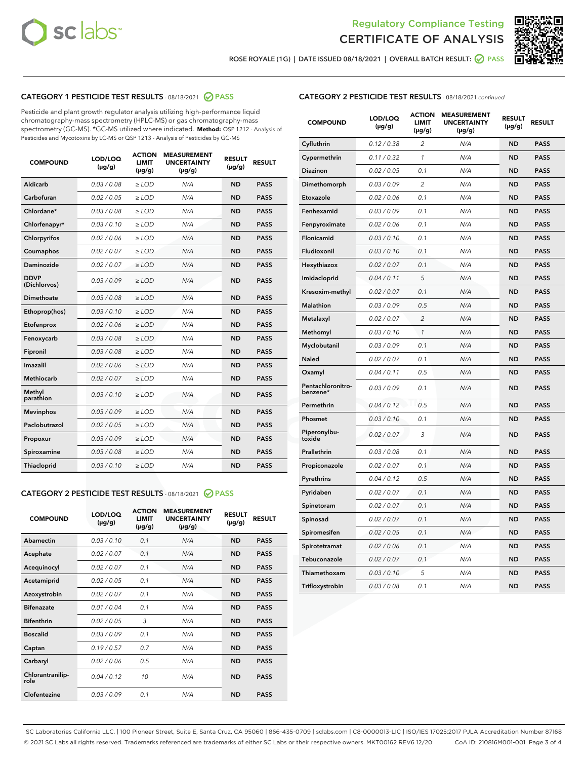Regulatory Compliance Testing
CERTIFICATE OF ANALYSIS

ROSE ROYALE (1G) | DATE ISSUED 08/18/2021 | OVERALL BATCH RESULT: PASS

## CATEGORY 1 PESTICIDE TEST RESULTS - 08/18/2021 PASS

Pesticide and plant growth regulator analysis utilizing high-performance liquid chromatography-mass spectrometry (HPLC-MS) or gas chromatography-mass spectrometry (GC-MS). *GC-MS utilized where indicated. **Method:** QSP 1212 - Analysis of Pesticides and Mycotoxins by LC-MS or QSP 1213 - Analysis of Pesticides by GC-MS

| COMPOUND | LOD/LOQ (µg/g) | ACTION LIMIT (µg/g) | MEASUREMENT UNCERTAINTY (µg/g) | RESULT (µg/g) | RESULT |
|---|---|---|---|---|---|
| Aldicarb | 0.03 / 0.08 | ≥ LOD | N/A | ND | PASS |
| Carbofuran | 0.02 / 0.05 | ≥ LOD | N/A | ND | PASS |
| Chlordane* | 0.03 / 0.08 | ≥ LOD | N/A | ND | PASS |
| Chlorfenapyr* | 0.03 / 0.10 | ≥ LOD | N/A | ND | PASS |
| Chlorpyrifos | 0.02 / 0.06 | ≥ LOD | N/A | ND | PASS |
| Coumaphos | 0.02 / 0.07 | ≥ LOD | N/A | ND | PASS |
| Daminozide | 0.02 / 0.07 | ≥ LOD | N/A | ND | PASS |
| DDVP (Dichlorvos) | 0.03 / 0.09 | ≥ LOD | N/A | ND | PASS |
| Dimethoate | 0.03 / 0.08 | ≥ LOD | N/A | ND | PASS |
| Ethoprop(hos) | 0.03 / 0.10 | ≥ LOD | N/A | ND | PASS |
| Etofenprox | 0.02 / 0.06 | ≥ LOD | N/A | ND | PASS |
| Fenoxycarb | 0.03 / 0.08 | ≥ LOD | N/A | ND | PASS |
| Fipronil | 0.03 / 0.08 | ≥ LOD | N/A | ND | PASS |
| Imazalil | 0.02 / 0.06 | ≥ LOD | N/A | ND | PASS |
| Methiocarb | 0.02 / 0.07 | ≥ LOD | N/A | ND | PASS |
| Methyl parathion | 0.03 / 0.10 | ≥ LOD | N/A | ND | PASS |
| Mevinphos | 0.03 / 0.09 | ≥ LOD | N/A | ND | PASS |
| Paclobutrazol | 0.02 / 0.05 | ≥ LOD | N/A | ND | PASS |
| Propoxur | 0.03 / 0.09 | ≥ LOD | N/A | ND | PASS |
| Spiroxamine | 0.03 / 0.08 | ≥ LOD | N/A | ND | PASS |
| Thiacloprid | 0.03 / 0.10 | ≥ LOD | N/A | ND | PASS |

## CATEGORY 2 PESTICIDE TEST RESULTS - 08/18/2021 PASS

| COMPOUND | LOD/LOQ (µg/g) | ACTION LIMIT (µg/g) | MEASUREMENT UNCERTAINTY (µg/g) | RESULT (µg/g) | RESULT |
|---|---|---|---|---|---|
| Abamectin | 0.03 / 0.10 | 0.1 | N/A | ND | PASS |
| Acephate | 0.02 / 0.07 | 0.1 | N/A | ND | PASS |
| Acequinocyl | 0.02 / 0.07 | 0.1 | N/A | ND | PASS |
| Acetamiprid | 0.02 / 0.05 | 0.1 | N/A | ND | PASS |
| Azoxystrobin | 0.02 / 0.07 | 0.1 | N/A | ND | PASS |
| Bifenazate | 0.01 / 0.04 | 0.1 | N/A | ND | PASS |
| Bifenthrin | 0.02 / 0.05 | 3 | N/A | ND | PASS |
| Boscalid | 0.03 / 0.09 | 0.1 | N/A | ND | PASS |
| Captan | 0.19 / 0.57 | 0.7 | N/A | ND | PASS |
| Carbaryl | 0.02 / 0.06 | 0.5 | N/A | ND | PASS |
| Chlorantraniliprole | 0.04 / 0.12 | 10 | N/A | ND | PASS |
| Clofentezine | 0.03 / 0.09 | 0.1 | N/A | ND | PASS |
| Cyfluthrin | 0.12 / 0.38 | 2 | N/A | ND | PASS |
| Cypermethrin | 0.11 / 0.32 | 1 | N/A | ND | PASS |
| Diazinon | 0.02 / 0.05 | 0.1 | N/A | ND | PASS |
| Dimethomorph | 0.03 / 0.09 | 2 | N/A | ND | PASS |
| Etoxazole | 0.02 / 0.06 | 0.1 | N/A | ND | PASS |
| Fenhexamid | 0.03 / 0.09 | 0.1 | N/A | ND | PASS |
| Fenpyroximate | 0.02 / 0.06 | 0.1 | N/A | ND | PASS |
| Flonicamid | 0.03 / 0.10 | 0.1 | N/A | ND | PASS |
| Fludioxonil | 0.03 / 0.10 | 0.1 | N/A | ND | PASS |
| Hexythiazox | 0.02 / 0.07 | 0.1 | N/A | ND | PASS |
| Imidacloprid | 0.04 / 0.11 | 5 | N/A | ND | PASS |
| Kresoxim-methyl | 0.02 / 0.07 | 0.1 | N/A | ND | PASS |
| Malathion | 0.03 / 0.09 | 0.5 | N/A | ND | PASS |
| Metalaxyl | 0.02 / 0.07 | 2 | N/A | ND | PASS |
| Methomyl | 0.03 / 0.10 | 1 | N/A | ND | PASS |
| Myclobutanil | 0.03 / 0.09 | 0.1 | N/A | ND | PASS |
| Naled | 0.02 / 0.07 | 0.1 | N/A | ND | PASS |
| Oxamyl | 0.04 / 0.11 | 0.5 | N/A | ND | PASS |
| Pentachloronitrobenzene* | 0.03 / 0.09 | 0.1 | N/A | ND | PASS |
| Permethrin | 0.04 / 0.12 | 0.5 | N/A | ND | PASS |
| Phosmet | 0.03 / 0.10 | 0.1 | N/A | ND | PASS |
| Piperonylbutoxide | 0.02 / 0.07 | 3 | N/A | ND | PASS |
| Prallethrin | 0.03 / 0.08 | 0.1 | N/A | ND | PASS |
| Propiconazole | 0.02 / 0.07 | 0.1 | N/A | ND | PASS |
| Pyrethrins | 0.04 / 0.12 | 0.5 | N/A | ND | PASS |
| Pyridaben | 0.02 / 0.07 | 0.1 | N/A | ND | PASS |
| Spinetoram | 0.02 / 0.07 | 0.1 | N/A | ND | PASS |
| Spinosad | 0.02 / 0.07 | 0.1 | N/A | ND | PASS |
| Spiromesifen | 0.02 / 0.05 | 0.1 | N/A | ND | PASS |
| Spirotetramat | 0.02 / 0.06 | 0.1 | N/A | ND | PASS |
| Tebuconazole | 0.02 / 0.07 | 0.1 | N/A | ND | PASS |
| Thiamethoxam | 0.03 / 0.10 | 5 | N/A | ND | PASS |
| Trifloxystrobin | 0.03 / 0.08 | 0.1 | N/A | ND | PASS |

SC Laboratories California LLC. | 100 Pioneer Street, Suite E, Santa Cruz, CA 95060 | 866-435-0709 | sclabs.com | C8-0000013-LIC | ISO/IES 17025:2017 PJLA Accreditation Number 87168
© 2021 SC Labs all rights reserved. Trademarks referenced are trademarks of either SC Labs or their respective owners. MKT00162 REV6 12/20 CoA ID: 210816M001-001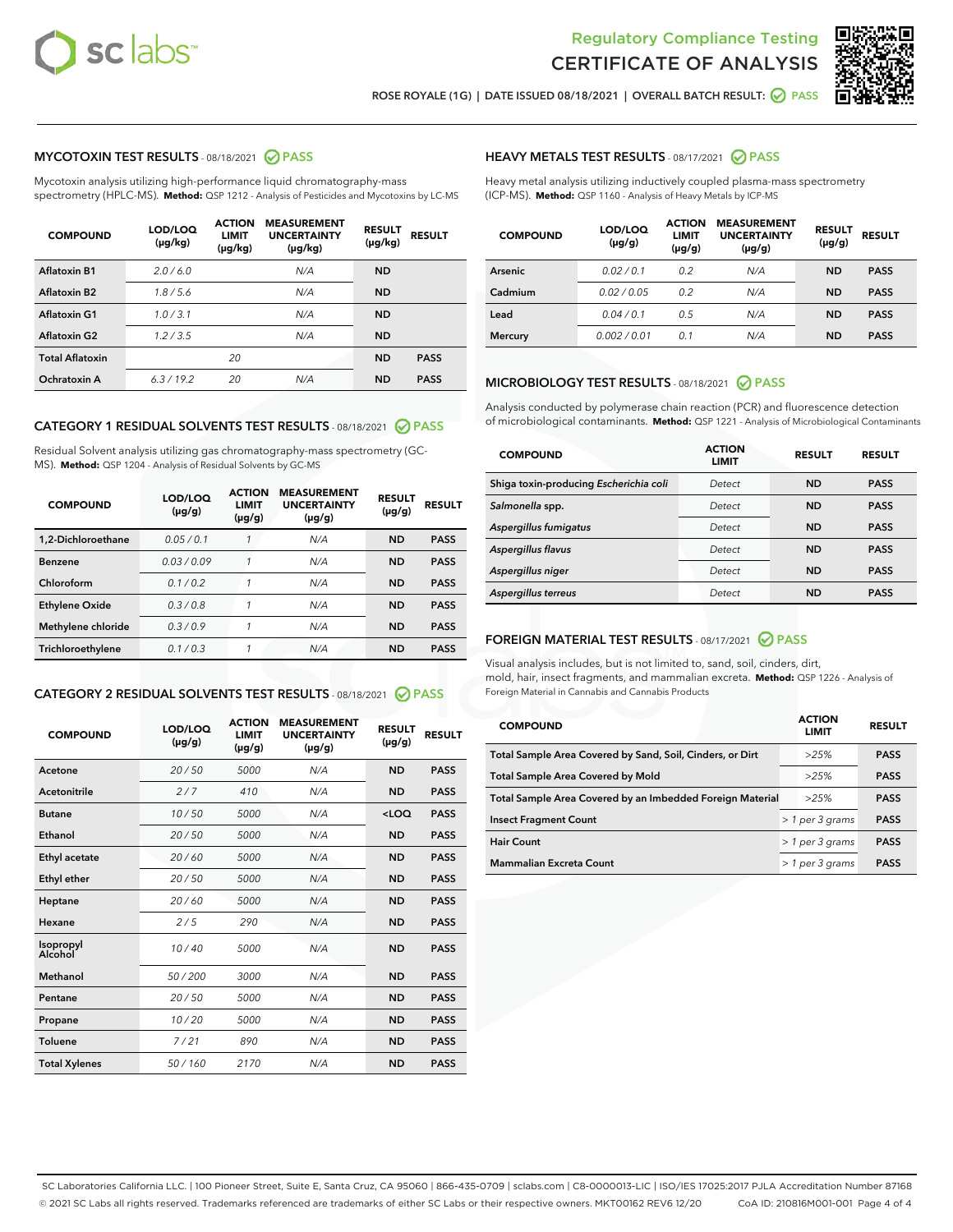Regulatory Compliance Testing
# CERTIFICATE OF ANALYSIS

ROSE ROYALE (1G) | DATE ISSUED 08/18/2021 | OVERALL BATCH RESULT: PASS

## MYCOTOXIN TEST RESULTS - 08/18/2021 PASS

Mycotoxin analysis utilizing high-performance liquid chromatography-mass spectrometry (HPLC-MS). **Method:** QSP 1212 - Analysis of Pesticides and Mycotoxins by LC-MS

| COMPOUND | LOD/LOQ (μg/kg) | ACTION LIMIT (μg/kg) | MEASUREMENT UNCERTAINTY (μg/kg) | RESULT (μg/kg) | RESULT |
|---|---|---|---|---|---|
| Aflatoxin B1 | 2.0 / 6.0 | | N/A | ND | |
| Aflatoxin B2 | 1.8 / 5.6 | | N/A | ND | |
| Aflatoxin G1 | 1.0 / 3.1 | | N/A | ND | |
| Aflatoxin G2 | 1.2 / 3.5 | | N/A | ND | |
| Total Aflatoxin | | 20 | | ND | PASS |
| Ochratoxin A | 6.3 / 19.2 | 20 | N/A | ND | PASS |

## CATEGORY 1 RESIDUAL SOLVENTS TEST RESULTS - 08/18/2021 PASS

Residual Solvent analysis utilizing gas chromatography-mass spectrometry (GC-MS). **Method:** QSP 1204 - Analysis of Residual Solvents by GC-MS

| COMPOUND | LOD/LOQ (μg/g) | ACTION LIMIT (μg/g) | MEASUREMENT UNCERTAINTY (μg/g) | RESULT (μg/g) | RESULT |
|---|---|---|---|---|---|
| 1,2-Dichloroethane | 0.05 / 0.1 | 1 | N/A | ND | PASS |
| Benzene | 0.03 / 0.09 | 1 | N/A | ND | PASS |
| Chloroform | 0.1 / 0.2 | 1 | N/A | ND | PASS |
| Ethylene Oxide | 0.3 / 0.8 | 1 | N/A | ND | PASS |
| Methylene chloride | 0.3 / 0.9 | 1 | N/A | ND | PASS |
| Trichloroethylene | 0.1 / 0.3 | 1 | N/A | ND | PASS |

## CATEGORY 2 RESIDUAL SOLVENTS TEST RESULTS - 08/18/2021 PASS

| COMPOUND | LOD/LOQ (μg/g) | ACTION LIMIT (μg/g) | MEASUREMENT UNCERTAINTY (μg/g) | RESULT (μg/g) | RESULT |
|---|---|---|---|---|---|
| Acetone | 20 / 50 | 5000 | N/A | ND | PASS |
| Acetonitrile | 2 / 7 | 410 | N/A | ND | PASS |
| Butane | 10 / 50 | 5000 | N/A | <LOQ | PASS |
| Ethanol | 20 / 50 | 5000 | N/A | ND | PASS |
| Ethyl acetate | 20 / 60 | 5000 | N/A | ND | PASS |
| Ethyl ether | 20 / 50 | 5000 | N/A | ND | PASS |
| Heptane | 20 / 60 | 5000 | N/A | ND | PASS |
| Hexane | 2 / 5 | 290 | N/A | ND | PASS |
| Isopropyl Alcohol | 10 / 40 | 5000 | N/A | ND | PASS |
| Methanol | 50 / 200 | 3000 | N/A | ND | PASS |
| Pentane | 20 / 50 | 5000 | N/A | ND | PASS |
| Propane | 10 / 20 | 5000 | N/A | ND | PASS |
| Toluene | 7 / 21 | 890 | N/A | ND | PASS |
| Total Xylenes | 50 / 160 | 2170 | N/A | ND | PASS |

## HEAVY METALS TEST RESULTS - 08/17/2021 PASS

Heavy metal analysis utilizing inductively coupled plasma-mass spectrometry (ICP-MS). **Method:** QSP 1160 - Analysis of Heavy Metals by ICP-MS

| COMPOUND | LOD/LOQ (μg/g) | ACTION LIMIT (μg/g) | MEASUREMENT UNCERTAINTY (μg/g) | RESULT (μg/g) | RESULT |
|---|---|---|---|---|---|
| Arsenic | 0.02 / 0.1 | 0.2 | N/A | ND | PASS |
| Cadmium | 0.02 / 0.05 | 0.2 | N/A | ND | PASS |
| Lead | 0.04 / 0.1 | 0.5 | N/A | ND | PASS |
| Mercury | 0.002 / 0.01 | 0.1 | N/A | ND | PASS |

## MICROBIOLOGY TEST RESULTS - 08/18/2021 PASS

Analysis conducted by polymerase chain reaction (PCR) and fluorescence detection of microbiological contaminants. **Method:** QSP 1221 - Analysis of Microbiological Contaminants

| COMPOUND | ACTION LIMIT | RESULT | RESULT |
|---|---|---|---|
| Shiga toxin-producing *Escherichia coli* | Detect | ND | PASS |
| *Salmonella* spp. | Detect | ND | PASS |
| *Aspergillus fumigatus* | Detect | ND | PASS |
| *Aspergillus flavus* | Detect | ND | PASS |
| *Aspergillus niger* | Detect | ND | PASS |
| *Aspergillus terreus* | Detect | ND | PASS |

## FOREIGN MATERIAL TEST RESULTS - 08/17/2021 PASS

Visual analysis includes, but is not limited to, sand, soil, cinders, dirt, mold, hair, insect fragments, and mammalian excreta. **Method:** QSP 1226 - Analysis of Foreign Material in Cannabis and Cannabis Products

| COMPOUND | ACTION LIMIT | RESULT |
|---|---|---|
| Total Sample Area Covered by Sand, Soil, Cinders, or Dirt | >25% | PASS |
| Total Sample Area Covered by Mold | >25% | PASS |
| Total Sample Area Covered by an Imbedded Foreign Material | >25% | PASS |
| Insect Fragment Count | > 1 per 3 grams | PASS |
| Hair Count | > 1 per 3 grams | PASS |
| Mammalian Excreta Count | > 1 per 3 grams | PASS |

SC Laboratories California LLC. | 100 Pioneer Street, Suite E, Santa Cruz, CA 95060 | 866-435-0709 | sclabs.com | C8-0000013-LIC | ISO/IES 17025:2017 PJLA Accreditation Number 87168
© 2021 SC Labs all rights reserved. Trademarks referenced are trademarks of either SC Labs or their respective owners. MKT00162 REV6 12/20 CoA ID: 210816M001-001